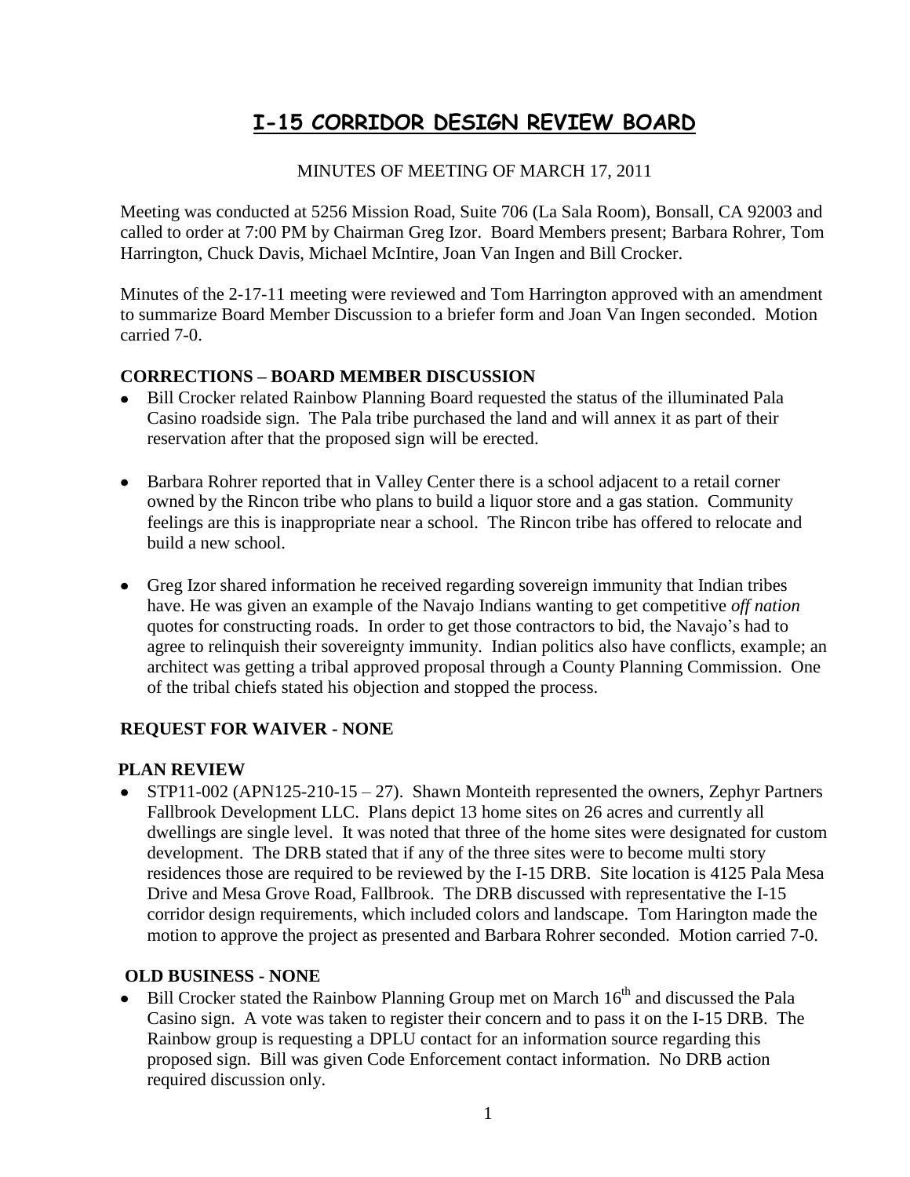// I-15 CORRIDOR DESIGN REVIEW BOARD

MINUTES OF MEETING OF MARCH 17, 2011

Meeting was conducted at 5256 Mission Road, Suite 706 (La Sala Room), Bonsall, CA 92003 and called to order at 7:00 PM by Chairman Greg Izor. Board Members present; Barbara Rohrer, Tom Harrington, Chuck Davis, Michael McIntire, Joan Van Ingen and Bill Crocker.

Minutes of the 2-17-11 meeting were reviewed and Tom Harrington approved with an amendment to summarize Board Member Discussion to a briefer form and Joan Van Ingen seconded. Motion carried 7-0.

## CORRECTIONS – BOARD MEMBER DISCUSSION

- Bill Crocker related Rainbow Planning Board requested the status of the illuminated Pala Casino roadside sign. The Pala tribe purchased the land and will annex it as part of their reservation after that the proposed sign will be erected.
- Barbara Rohrer reported that in Valley Center there is a school adjacent to a retail corner owned by the Rincon tribe who plans to build a liquor store and a gas station. Community feelings are this is inappropriate near a school. The Rincon tribe has offered to relocate and build a new school.
- Greg Izor shared information he received regarding sovereign immunity that Indian tribes have. He was given an example of the Navajo Indians wanting to get competitive *off nation* quotes for constructing roads. In order to get those contractors to bid, the Navajo's had to agree to relinquish their sovereignty immunity. Indian politics also have conflicts, example; an architect was getting a tribal approved proposal through a County Planning Commission. One of the tribal chiefs stated his objection and stopped the process.

## REQUEST FOR WAIVER - NONE

## PLAN REVIEW

- STP11-002 (APN125-210-15 – 27). Shawn Monteith represented the owners, Zephyr Partners Fallbrook Development LLC. Plans depict 13 home sites on 26 acres and currently all dwellings are single level. It was noted that three of the home sites were designated for custom development. The DRB stated that if any of the three sites were to become multi story residences those are required to be reviewed by the I-15 DRB. Site location is 4125 Pala Mesa Drive and Mesa Grove Road, Fallbrook. The DRB discussed with representative the I-15 corridor design requirements, which included colors and landscape. Tom Harington made the motion to approve the project as presented and Barbara Rohrer seconded. Motion carried 7-0.

## OLD BUSINESS - NONE

- Bill Crocker stated the Rainbow Planning Group met on March 16th and discussed the Pala Casino sign. A vote was taken to register their concern and to pass it on the I-15 DRB. The Rainbow group is requesting a DPLU contact for an information source regarding this proposed sign. Bill was given Code Enforcement contact information. No DRB action required discussion only.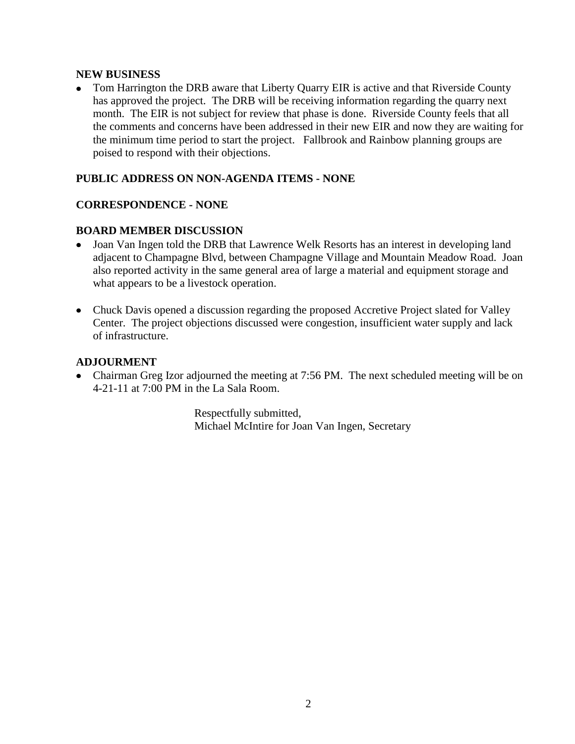**NEW BUSINESS**

- Tom Harrington the DRB aware that Liberty Quarry EIR is active and that Riverside County has approved the project. The DRB will be receiving information regarding the quarry next month. The EIR is not subject for review that phase is done. Riverside County feels that all the comments and concerns have been addressed in their new EIR and now they are waiting for the minimum time period to start the project. Fallbrook and Rainbow planning groups are poised to respond with their objections.

**PUBLIC ADDRESS ON NON-AGENDA ITEMS - NONE**

**CORRESPONDENCE - NONE**

**BOARD MEMBER DISCUSSION**

- Joan Van Ingen told the DRB that Lawrence Welk Resorts has an interest in developing land adjacent to Champagne Blvd, between Champagne Village and Mountain Meadow Road. Joan also reported activity in the same general area of large a material and equipment storage and what appears to be a livestock operation.

- Chuck Davis opened a discussion regarding the proposed Accretive Project slated for Valley Center. The project objections discussed were congestion, insufficient water supply and lack of infrastructure.

**ADJOURMENT**

- Chairman Greg Izor adjourned the meeting at 7:56 PM. The next scheduled meeting will be on 4-21-11 at 7:00 PM in the La Sala Room.

Respectfully submitted,
Michael McIntire for Joan Van Ingen, Secretary